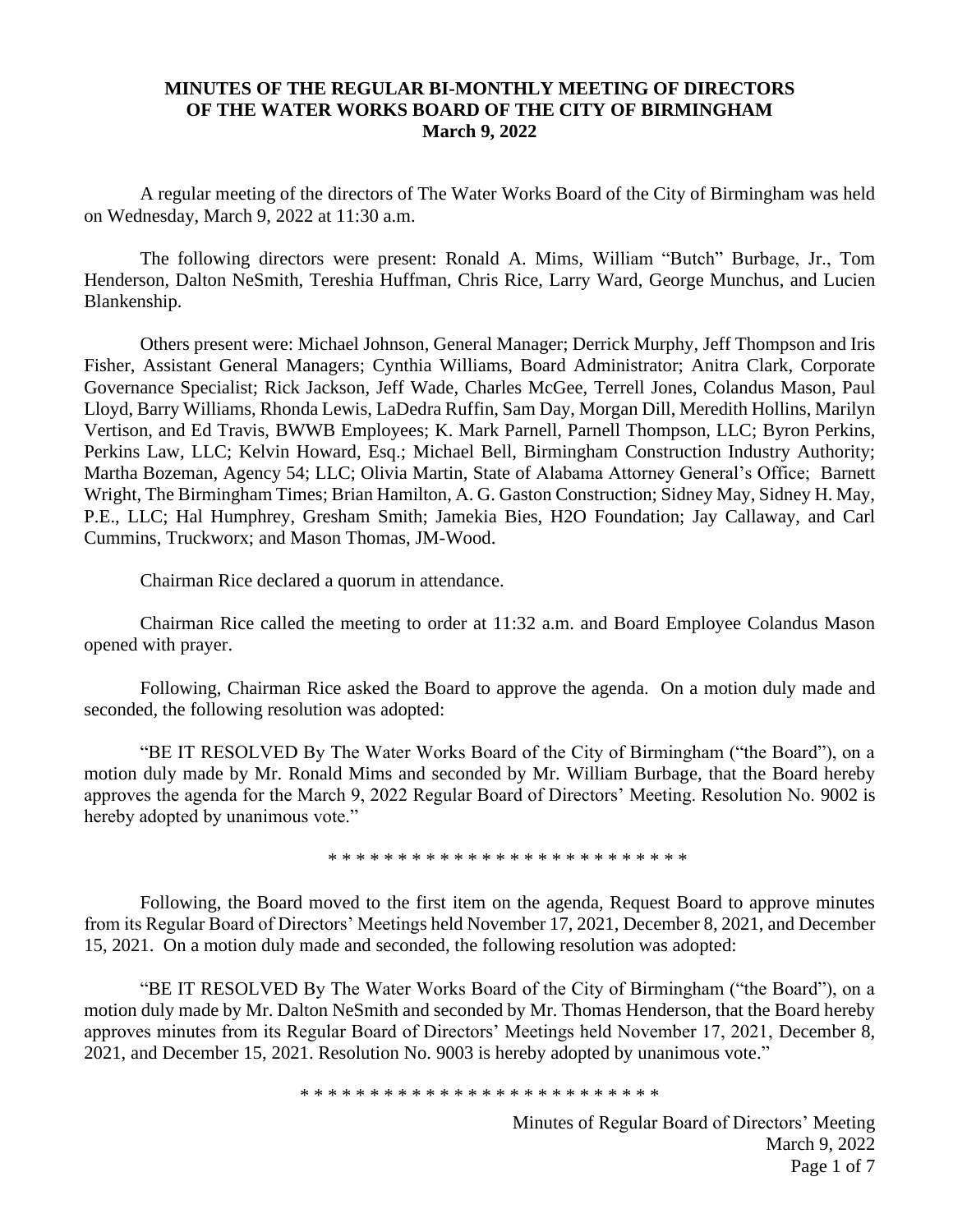**MINUTES OF THE REGULAR BI-MONTHLY MEETING OF DIRECTORS OF THE WATER WORKS BOARD OF THE CITY OF BIRMINGHAM**
**March 9, 2022**

A regular meeting of the directors of The Water Works Board of the City of Birmingham was held on Wednesday, March 9, 2022 at 11:30 a.m.

The following directors were present: Ronald A. Mims, William "Butch" Burbage, Jr., Tom Henderson, Dalton NeSmith, Tereshia Huffman, Chris Rice, Larry Ward, George Munchus, and Lucien Blankenship.

Others present were: Michael Johnson, General Manager; Derrick Murphy, Jeff Thompson and Iris Fisher, Assistant General Managers; Cynthia Williams, Board Administrator; Anitra Clark, Corporate Governance Specialist; Rick Jackson, Jeff Wade, Charles McGee, Terrell Jones, Colandus Mason, Paul Lloyd, Barry Williams, Rhonda Lewis, LaDedra Ruffin, Sam Day, Morgan Dill, Meredith Hollins, Marilyn Vertison, and Ed Travis, BWWB Employees; K. Mark Parnell, Parnell Thompson, LLC; Byron Perkins, Perkins Law, LLC; Kelvin Howard, Esq.; Michael Bell, Birmingham Construction Industry Authority; Martha Bozeman, Agency 54; LLC; Olivia Martin, State of Alabama Attorney General's Office; Barnett Wright, The Birmingham Times; Brian Hamilton, A. G. Gaston Construction; Sidney May, Sidney H. May, P.E., LLC; Hal Humphrey, Gresham Smith; Jamekia Bies, H2O Foundation; Jay Callaway, and Carl Cummins, Truckworx; and Mason Thomas, JM-Wood.

Chairman Rice declared a quorum in attendance.

Chairman Rice called the meeting to order at 11:32 a.m. and Board Employee Colandus Mason opened with prayer.

Following, Chairman Rice asked the Board to approve the agenda. On a motion duly made and seconded, the following resolution was adopted:

"BE IT RESOLVED By The Water Works Board of the City of Birmingham ("the Board"), on a motion duly made by Mr. Ronald Mims and seconded by Mr. William Burbage, that the Board hereby approves the agenda for the March 9, 2022 Regular Board of Directors' Meeting. Resolution No. 9002 is hereby adopted by unanimous vote."

\* \* \* \* \* \* \* \* \* \* \* \* \* \* \* \* \* \* \* \* \* \* \* \* \* \*

Following, the Board moved to the first item on the agenda, Request Board to approve minutes from its Regular Board of Directors' Meetings held November 17, 2021, December 8, 2021, and December 15, 2021. On a motion duly made and seconded, the following resolution was adopted:

"BE IT RESOLVED By The Water Works Board of the City of Birmingham ("the Board"), on a motion duly made by Mr. Dalton NeSmith and seconded by Mr. Thomas Henderson, that the Board hereby approves minutes from its Regular Board of Directors' Meetings held November 17, 2021, December 8, 2021, and December 15, 2021. Resolution No. 9003 is hereby adopted by unanimous vote."

\* \* \* \* \* \* \* \* \* \* \* \* \* \* \* \* \* \* \* \* \* \* \* \* \* \*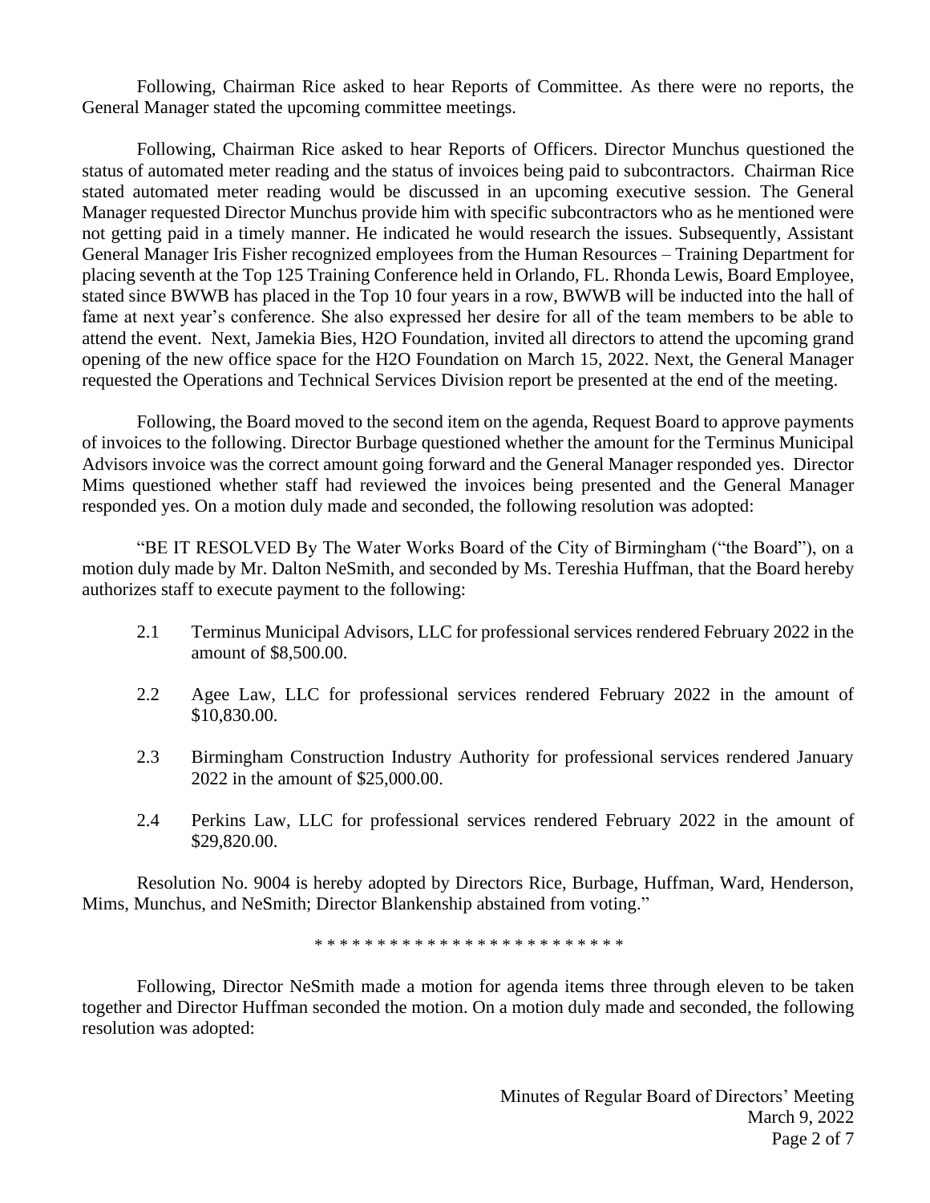Following, Chairman Rice asked to hear Reports of Committee. As there were no reports, the General Manager stated the upcoming committee meetings.

Following, Chairman Rice asked to hear Reports of Officers. Director Munchus questioned the status of automated meter reading and the status of invoices being paid to subcontractors. Chairman Rice stated automated meter reading would be discussed in an upcoming executive session. The General Manager requested Director Munchus provide him with specific subcontractors who as he mentioned were not getting paid in a timely manner. He indicated he would research the issues. Subsequently, Assistant General Manager Iris Fisher recognized employees from the Human Resources – Training Department for placing seventh at the Top 125 Training Conference held in Orlando, FL. Rhonda Lewis, Board Employee, stated since BWWB has placed in the Top 10 four years in a row, BWWB will be inducted into the hall of fame at next year's conference. She also expressed her desire for all of the team members to be able to attend the event. Next, Jamekia Bies, H2O Foundation, invited all directors to attend the upcoming grand opening of the new office space for the H2O Foundation on March 15, 2022. Next, the General Manager requested the Operations and Technical Services Division report be presented at the end of the meeting.

Following, the Board moved to the second item on the agenda, Request Board to approve payments of invoices to the following. Director Burbage questioned whether the amount for the Terminus Municipal Advisors invoice was the correct amount going forward and the General Manager responded yes. Director Mims questioned whether staff had reviewed the invoices being presented and the General Manager responded yes. On a motion duly made and seconded, the following resolution was adopted:

"BE IT RESOLVED By The Water Works Board of the City of Birmingham ("the Board"), on a motion duly made by Mr. Dalton NeSmith, and seconded by Ms. Tereshia Huffman, that the Board hereby authorizes staff to execute payment to the following:

2.1 Terminus Municipal Advisors, LLC for professional services rendered February 2022 in the amount of $8,500.00.

2.2 Agee Law, LLC for professional services rendered February 2022 in the amount of $10,830.00.

2.3 Birmingham Construction Industry Authority for professional services rendered January 2022 in the amount of $25,000.00.

2.4 Perkins Law, LLC for professional services rendered February 2022 in the amount of $29,820.00.

Resolution No. 9004 is hereby adopted by Directors Rice, Burbage, Huffman, Ward, Henderson, Mims, Munchus, and NeSmith; Director Blankenship abstained from voting."

* * * * * * * * * * * * * * * * * * * * * * * * *

Following, Director NeSmith made a motion for agenda items three through eleven to be taken together and Director Huffman seconded the motion. On a motion duly made and seconded, the following resolution was adopted: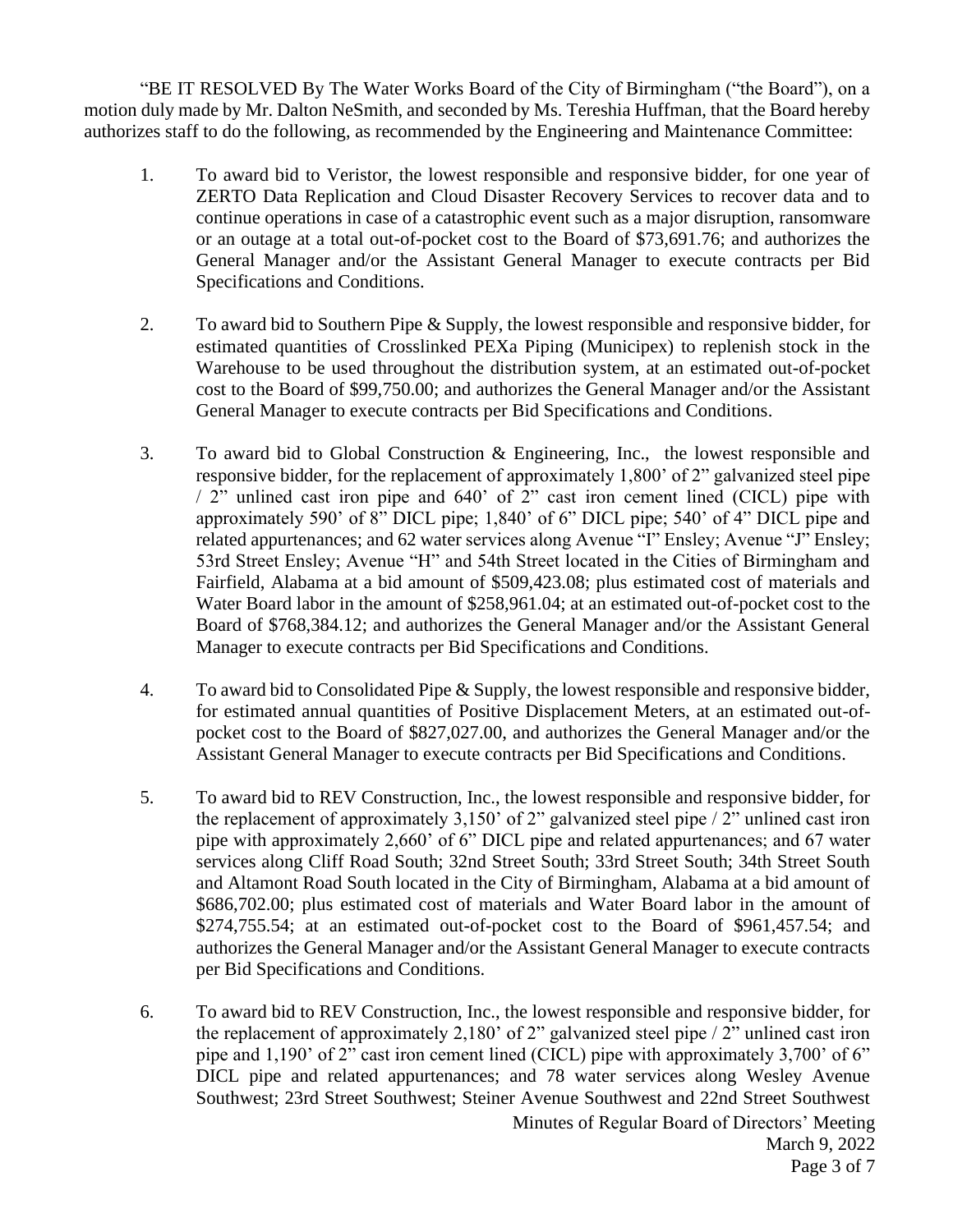"BE IT RESOLVED By The Water Works Board of the City of Birmingham ("the Board"), on a motion duly made by Mr. Dalton NeSmith, and seconded by Ms. Tereshia Huffman, that the Board hereby authorizes staff to do the following, as recommended by the Engineering and Maintenance Committee:

1. To award bid to Veristor, the lowest responsible and responsive bidder, for one year of ZERTO Data Replication and Cloud Disaster Recovery Services to recover data and to continue operations in case of a catastrophic event such as a major disruption, ransomware or an outage at a total out-of-pocket cost to the Board of $73,691.76; and authorizes the General Manager and/or the Assistant General Manager to execute contracts per Bid Specifications and Conditions.

2. To award bid to Southern Pipe & Supply, the lowest responsible and responsive bidder, for estimated quantities of Crosslinked PEXa Piping (Municipex) to replenish stock in the Warehouse to be used throughout the distribution system, at an estimated out-of-pocket cost to the Board of $99,750.00; and authorizes the General Manager and/or the Assistant General Manager to execute contracts per Bid Specifications and Conditions.

3. To award bid to Global Construction & Engineering, Inc., the lowest responsible and responsive bidder, for the replacement of approximately 1,800' of 2" galvanized steel pipe / 2" unlined cast iron pipe and 640' of 2" cast iron cement lined (CICL) pipe with approximately 590' of 8" DICL pipe; 1,840' of 6" DICL pipe; 540' of 4" DICL pipe and related appurtenances; and 62 water services along Avenue "I" Ensley; Avenue "J" Ensley; 53rd Street Ensley; Avenue "H" and 54th Street located in the Cities of Birmingham and Fairfield, Alabama at a bid amount of $509,423.08; plus estimated cost of materials and Water Board labor in the amount of $258,961.04; at an estimated out-of-pocket cost to the Board of $768,384.12; and authorizes the General Manager and/or the Assistant General Manager to execute contracts per Bid Specifications and Conditions.

4. To award bid to Consolidated Pipe & Supply, the lowest responsible and responsive bidder, for estimated annual quantities of Positive Displacement Meters, at an estimated out-of-pocket cost to the Board of $827,027.00, and authorizes the General Manager and/or the Assistant General Manager to execute contracts per Bid Specifications and Conditions.

5. To award bid to REV Construction, Inc., the lowest responsible and responsive bidder, for the replacement of approximately 3,150' of 2" galvanized steel pipe / 2" unlined cast iron pipe with approximately 2,660' of 6" DICL pipe and related appurtenances; and 67 water services along Cliff Road South; 32nd Street South; 33rd Street South; 34th Street South and Altamont Road South located in the City of Birmingham, Alabama at a bid amount of $686,702.00; plus estimated cost of materials and Water Board labor in the amount of $274,755.54; at an estimated out-of-pocket cost to the Board of $961,457.54; and authorizes the General Manager and/or the Assistant General Manager to execute contracts per Bid Specifications and Conditions.

6. To award bid to REV Construction, Inc., the lowest responsible and responsive bidder, for the replacement of approximately 2,180' of 2" galvanized steel pipe / 2" unlined cast iron pipe and 1,190' of 2" cast iron cement lined (CICL) pipe with approximately 3,700' of 6" DICL pipe and related appurtenances; and 78 water services along Wesley Avenue Southwest; 23rd Street Southwest; Steiner Avenue Southwest and 22nd Street Southwest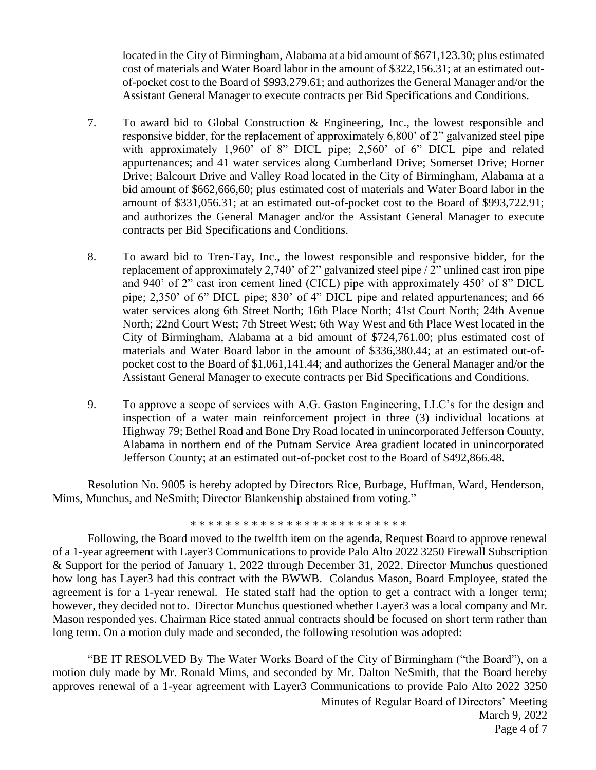located in the City of Birmingham, Alabama at a bid amount of $671,123.30; plus estimated cost of materials and Water Board labor in the amount of $322,156.31; at an estimated out-of-pocket cost to the Board of $993,279.61; and authorizes the General Manager and/or the Assistant General Manager to execute contracts per Bid Specifications and Conditions.

7. To award bid to Global Construction & Engineering, Inc., the lowest responsible and responsive bidder, for the replacement of approximately 6,800' of 2" galvanized steel pipe with approximately 1,960' of 8" DICL pipe; 2,560' of 6" DICL pipe and related appurtenances; and 41 water services along Cumberland Drive; Somerset Drive; Horner Drive; Balcourt Drive and Valley Road located in the City of Birmingham, Alabama at a bid amount of $662,666,60; plus estimated cost of materials and Water Board labor in the amount of $331,056.31; at an estimated out-of-pocket cost to the Board of $993,722.91; and authorizes the General Manager and/or the Assistant General Manager to execute contracts per Bid Specifications and Conditions.

8. To award bid to Tren-Tay, Inc., the lowest responsible and responsive bidder, for the replacement of approximately 2,740' of 2" galvanized steel pipe / 2" unlined cast iron pipe and 940' of 2" cast iron cement lined (CICL) pipe with approximately 450' of 8" DICL pipe; 2,350' of 6" DICL pipe; 830' of 4" DICL pipe and related appurtenances; and 66 water services along 6th Street North; 16th Place North; 41st Court North; 24th Avenue North; 22nd Court West; 7th Street West; 6th Way West and 6th Place West located in the City of Birmingham, Alabama at a bid amount of $724,761.00; plus estimated cost of materials and Water Board labor in the amount of $336,380.44; at an estimated out-of-pocket cost to the Board of $1,061,141.44; and authorizes the General Manager and/or the Assistant General Manager to execute contracts per Bid Specifications and Conditions.

9. To approve a scope of services with A.G. Gaston Engineering, LLC's for the design and inspection of a water main reinforcement project in three (3) individual locations at Highway 79; Bethel Road and Bone Dry Road located in unincorporated Jefferson County, Alabama in northern end of the Putnam Service Area gradient located in unincorporated Jefferson County; at an estimated out-of-pocket cost to the Board of $492,866.48.

Resolution No. 9005 is hereby adopted by Directors Rice, Burbage, Huffman, Ward, Henderson, Mims, Munchus, and NeSmith; Director Blankenship abstained from voting."

\* \* \* \* \* \* \* \* \* \* \* \* \* \* \* \* \* \* \* \* \* \* \* \* \* \*

Following, the Board moved to the twelfth item on the agenda, Request Board to approve renewal of a 1-year agreement with Layer3 Communications to provide Palo Alto 2022 3250 Firewall Subscription & Support for the period of January 1, 2022 through December 31, 2022. Director Munchus questioned how long has Layer3 had this contract with the BWWB. Colandus Mason, Board Employee, stated the agreement is for a 1-year renewal. He stated staff had the option to get a contract with a longer term; however, they decided not to. Director Munchus questioned whether Layer3 was a local company and Mr. Mason responded yes. Chairman Rice stated annual contracts should be focused on short term rather than long term. On a motion duly made and seconded, the following resolution was adopted:

"BE IT RESOLVED By The Water Works Board of the City of Birmingham ("the Board"), on a motion duly made by Mr. Ronald Mims, and seconded by Mr. Dalton NeSmith, that the Board hereby approves renewal of a 1-year agreement with Layer3 Communications to provide Palo Alto 2022 3250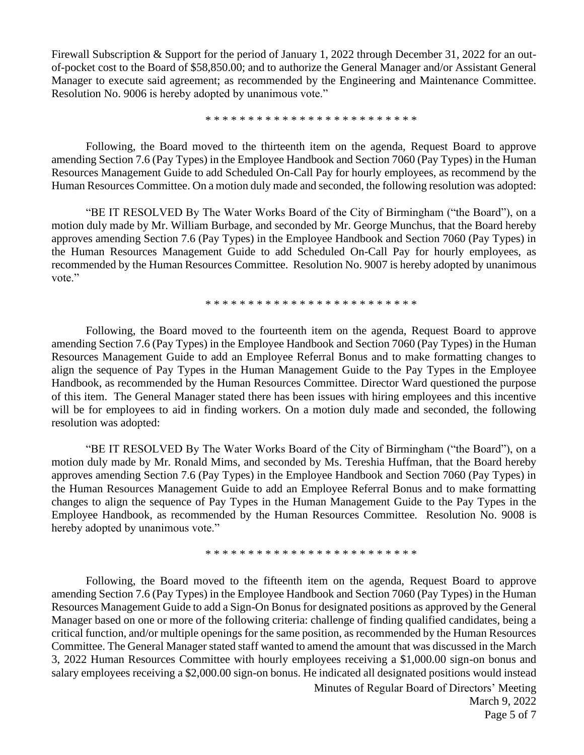Firewall Subscription & Support for the period of January 1, 2022 through December 31, 2022 for an out-of-pocket cost to the Board of $58,850.00; and to authorize the General Manager and/or Assistant General Manager to execute said agreement; as recommended by the Engineering and Maintenance Committee. Resolution No. 9006 is hereby adopted by unanimous vote."

\* \* \* \* \* \* \* \* \* \* \* \* \* \* \* \* \* \* \* \* \* \* \* \* \*

Following, the Board moved to the thirteenth item on the agenda, Request Board to approve amending Section 7.6 (Pay Types) in the Employee Handbook and Section 7060 (Pay Types) in the Human Resources Management Guide to add Scheduled On-Call Pay for hourly employees, as recommend by the Human Resources Committee. On a motion duly made and seconded, the following resolution was adopted:

"BE IT RESOLVED By The Water Works Board of the City of Birmingham ("the Board"), on a motion duly made by Mr. William Burbage, and seconded by Mr. George Munchus, that the Board hereby approves amending Section 7.6 (Pay Types) in the Employee Handbook and Section 7060 (Pay Types) in the Human Resources Management Guide to add Scheduled On-Call Pay for hourly employees, as recommended by the Human Resources Committee. Resolution No. 9007 is hereby adopted by unanimous vote."

\* \* \* \* \* \* \* \* \* \* \* \* \* \* \* \* \* \* \* \* \* \* \* \* \*

Following, the Board moved to the fourteenth item on the agenda, Request Board to approve amending Section 7.6 (Pay Types) in the Employee Handbook and Section 7060 (Pay Types) in the Human Resources Management Guide to add an Employee Referral Bonus and to make formatting changes to align the sequence of Pay Types in the Human Management Guide to the Pay Types in the Employee Handbook, as recommended by the Human Resources Committee. Director Ward questioned the purpose of this item. The General Manager stated there has been issues with hiring employees and this incentive will be for employees to aid in finding workers. On a motion duly made and seconded, the following resolution was adopted:

"BE IT RESOLVED By The Water Works Board of the City of Birmingham ("the Board"), on a motion duly made by Mr. Ronald Mims, and seconded by Ms. Tereshia Huffman, that the Board hereby approves amending Section 7.6 (Pay Types) in the Employee Handbook and Section 7060 (Pay Types) in the Human Resources Management Guide to add an Employee Referral Bonus and to make formatting changes to align the sequence of Pay Types in the Human Management Guide to the Pay Types in the Employee Handbook, as recommended by the Human Resources Committee. Resolution No. 9008 is hereby adopted by unanimous vote."

\* \* \* \* \* \* \* \* \* \* \* \* \* \* \* \* \* \* \* \* \* \* \* \* \*

Following, the Board moved to the fifteenth item on the agenda, Request Board to approve amending Section 7.6 (Pay Types) in the Employee Handbook and Section 7060 (Pay Types) in the Human Resources Management Guide to add a Sign-On Bonus for designated positions as approved by the General Manager based on one or more of the following criteria: challenge of finding qualified candidates, being a critical function, and/or multiple openings for the same position, as recommended by the Human Resources Committee. The General Manager stated staff wanted to amend the amount that was discussed in the March 3, 2022 Human Resources Committee with hourly employees receiving a $1,000.00 sign-on bonus and salary employees receiving a $2,000.00 sign-on bonus. He indicated all designated positions would instead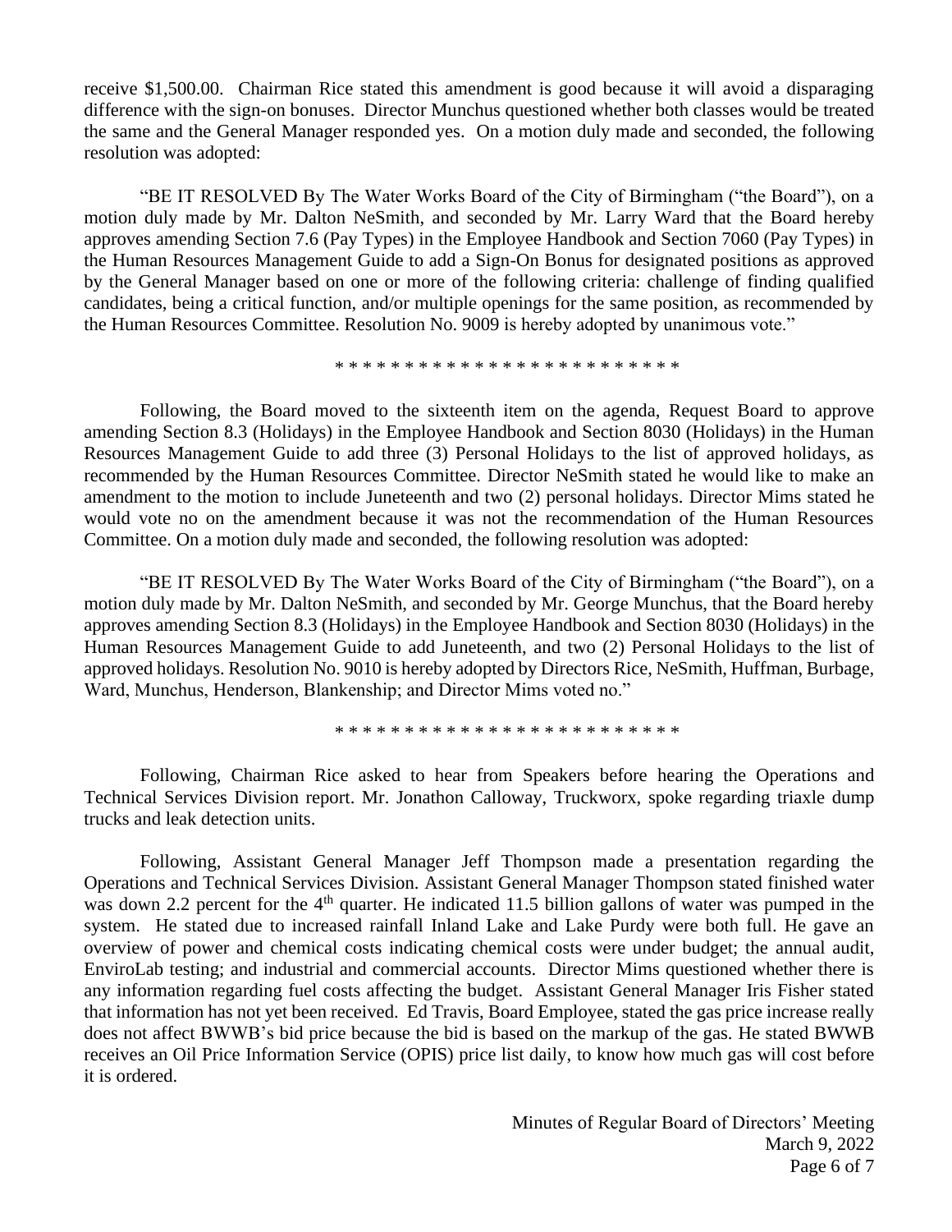receive $1,500.00. Chairman Rice stated this amendment is good because it will avoid a disparaging difference with the sign-on bonuses. Director Munchus questioned whether both classes would be treated the same and the General Manager responded yes. On a motion duly made and seconded, the following resolution was adopted:

"BE IT RESOLVED By The Water Works Board of the City of Birmingham ("the Board"), on a motion duly made by Mr. Dalton NeSmith, and seconded by Mr. Larry Ward that the Board hereby approves amending Section 7.6 (Pay Types) in the Employee Handbook and Section 7060 (Pay Types) in the Human Resources Management Guide to add a Sign-On Bonus for designated positions as approved by the General Manager based on one or more of the following criteria: challenge of finding qualified candidates, being a critical function, and/or multiple openings for the same position, as recommended by the Human Resources Committee. Resolution No. 9009 is hereby adopted by unanimous vote."

\* \* \* \* \* \* \* \* \* \* \* \* \* \* \* \* \* \* \* \* \* \* \* \* \*

Following, the Board moved to the sixteenth item on the agenda, Request Board to approve amending Section 8.3 (Holidays) in the Employee Handbook and Section 8030 (Holidays) in the Human Resources Management Guide to add three (3) Personal Holidays to the list of approved holidays, as recommended by the Human Resources Committee. Director NeSmith stated he would like to make an amendment to the motion to include Juneteenth and two (2) personal holidays. Director Mims stated he would vote no on the amendment because it was not the recommendation of the Human Resources Committee. On a motion duly made and seconded, the following resolution was adopted:

"BE IT RESOLVED By The Water Works Board of the City of Birmingham ("the Board"), on a motion duly made by Mr. Dalton NeSmith, and seconded by Mr. George Munchus, that the Board hereby approves amending Section 8.3 (Holidays) in the Employee Handbook and Section 8030 (Holidays) in the Human Resources Management Guide to add Juneteenth, and two (2) Personal Holidays to the list of approved holidays. Resolution No. 9010 is hereby adopted by Directors Rice, NeSmith, Huffman, Burbage, Ward, Munchus, Henderson, Blankenship; and Director Mims voted no."

\* \* \* \* \* \* \* \* \* \* \* \* \* \* \* \* \* \* \* \* \* \* \* \* \*

Following, Chairman Rice asked to hear from Speakers before hearing the Operations and Technical Services Division report. Mr. Jonathon Calloway, Truckworx, spoke regarding triaxle dump trucks and leak detection units.

Following, Assistant General Manager Jeff Thompson made a presentation regarding the Operations and Technical Services Division. Assistant General Manager Thompson stated finished water was down 2.2 percent for the 4th quarter. He indicated 11.5 billion gallons of water was pumped in the system. He stated due to increased rainfall Inland Lake and Lake Purdy were both full. He gave an overview of power and chemical costs indicating chemical costs were under budget; the annual audit, EnviroLab testing; and industrial and commercial accounts. Director Mims questioned whether there is any information regarding fuel costs affecting the budget. Assistant General Manager Iris Fisher stated that information has not yet been received. Ed Travis, Board Employee, stated the gas price increase really does not affect BWWB's bid price because the bid is based on the markup of the gas. He stated BWWB receives an Oil Price Information Service (OPIS) price list daily, to know how much gas will cost before it is ordered.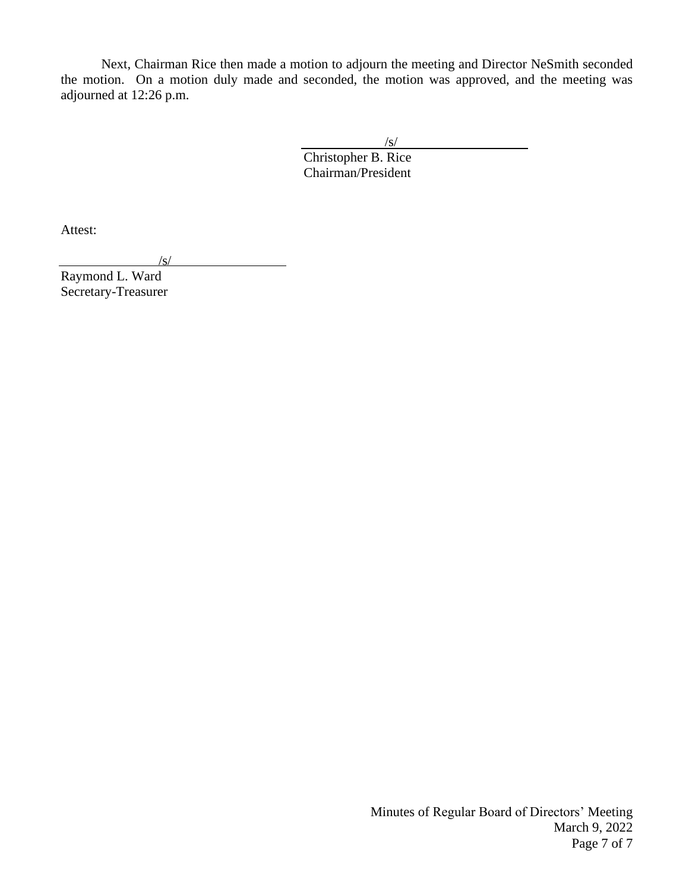Next, Chairman Rice then made a motion to adjourn the meeting and Director NeSmith seconded the motion. On a motion duly made and seconded, the motion was approved, and the meeting was adjourned at 12:26 p.m.

/s/

Christopher B. Rice
Chairman/President

Attest:

/s/

Raymond L. Ward
Secretary-Treasurer